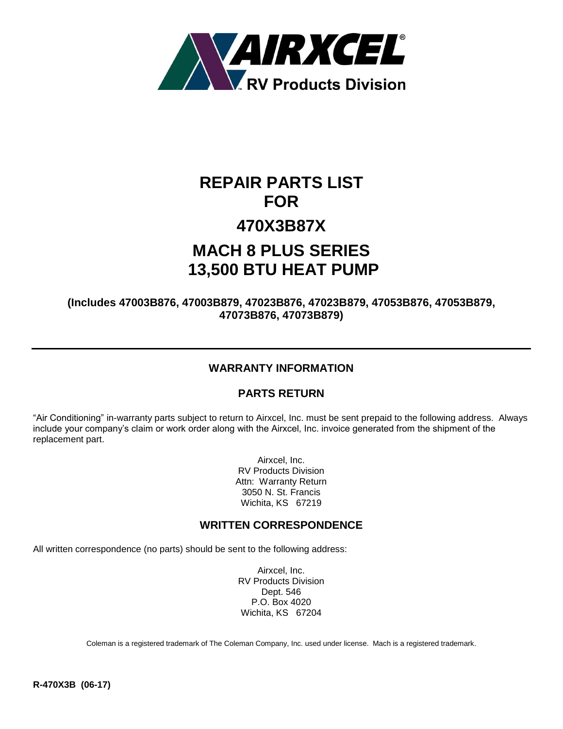AIRXCEL®
RV Products Division

# REPAIR PARTS LIST
# FOR
# 470X3B87X
# MACH 8 PLUS SERIES
# 13,500 BTU HEAT PUMP

**(Includes 47003B876, 47003B879, 47023B876, 47023B879, 47053B876, 47053B879, 47073B876, 47073B879)**

---

## WARRANTY INFORMATION

### PARTS RETURN

"Air Conditioning" in-warranty parts subject to return to Airxcel, Inc. must be sent prepaid to the following address. Always include your company's claim or work order along with the Airxcel, Inc. invoice generated from the shipment of the replacement part.

Airxcel, Inc.
RV Products Division
Attn: Warranty Return
3050 N. St. Francis
Wichita, KS 67219

### WRITTEN CORRESPONDENCE

All written correspondence (no parts) should be sent to the following address:

Airxcel, Inc.
RV Products Division
Dept. 546
P.O. Box 4020
Wichita, KS 67204

Coleman is a registered trademark of The Coleman Company, Inc. used under license. Mach is a registered trademark.

**R-470X3B (06-17)**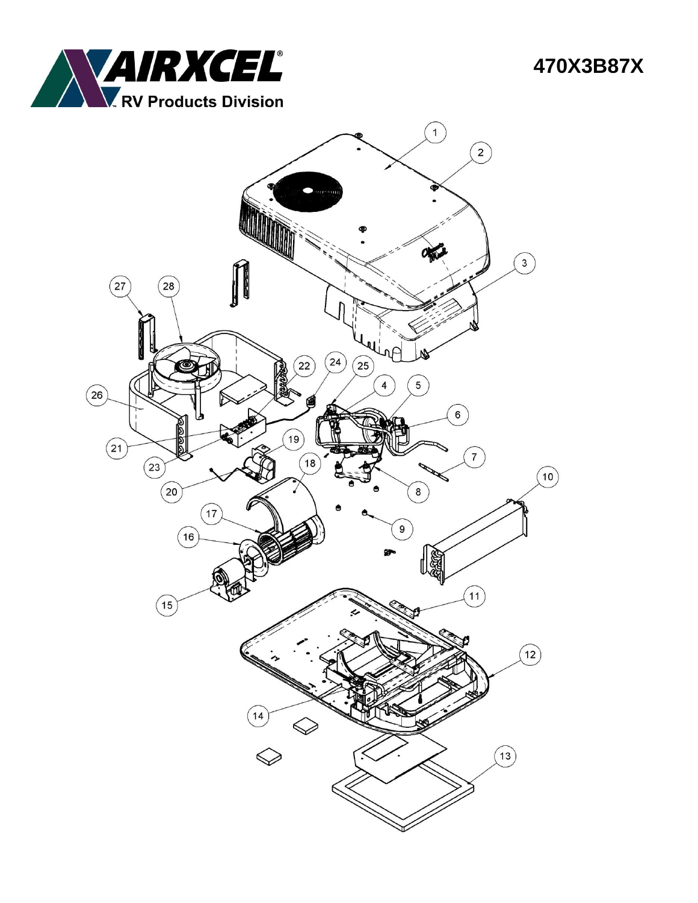**AIRXCEL** RV Products Division

# 470X3B87X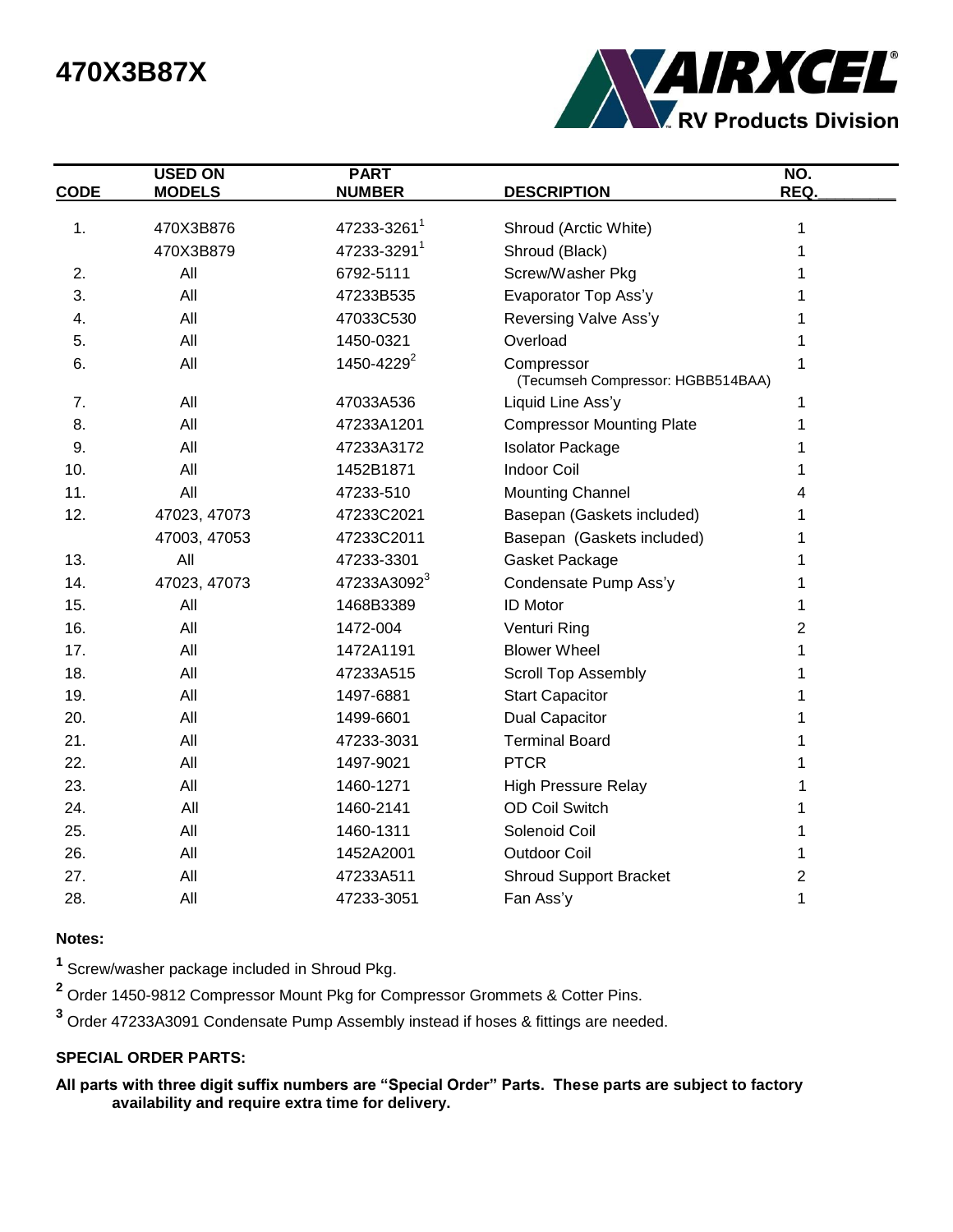# 470X3B87X

**AIRXCEL® RV Products Division**

| CODE | USED ON MODELS | PART NUMBER | DESCRIPTION | NO. REQ. |
|---|---|---|---|---|
| 1. | 470X3B876 | 47233-3261[1] | Shroud (Arctic White) | 1 |
| | 470X3B879 | 47233-3291[1] | Shroud (Black) | 1 |
| 2. | All | 6792-5111 | Screw/Washer Pkg | 1 |
| 3. | All | 47233B535 | Evaporator Top Ass'y | 1 |
| 4. | All | 47033C530 | Reversing Valve Ass'y | 1 |
| 5. | All | 1450-0321 | Overload | 1 |
| 6. | All | 1450-4229[2] | Compressor (Tecumseh Compressor: HGBB514BAA) | 1 |
| 7. | All | 47033A536 | Liquid Line Ass'y | 1 |
| 8. | All | 47233A1201 | Compressor Mounting Plate | 1 |
| 9. | All | 47233A3172 | Isolator Package | 1 |
| 10. | All | 1452B1871 | Indoor Coil | 1 |
| 11. | All | 47233-510 | Mounting Channel | 4 |
| 12. | 47023, 47073 | 47233C2021 | Basepan (Gaskets included) | 1 |
| | 47003, 47053 | 47233C2011 | Basepan (Gaskets included) | 1 |
| 13. | All | 47233-3301 | Gasket Package | 1 |
| 14. | 47023, 47073 | 47233A3092[3] | Condensate Pump Ass'y | 1 |
| 15. | All | 1468B3389 | ID Motor | 1 |
| 16. | All | 1472-004 | Venturi Ring | 2 |
| 17. | All | 1472A1191 | Blower Wheel | 1 |
| 18. | All | 47233A515 | Scroll Top Assembly | 1 |
| 19. | All | 1497-6881 | Start Capacitor | 1 |
| 20. | All | 1499-6601 | Dual Capacitor | 1 |
| 21. | All | 47233-3031 | Terminal Board | 1 |
| 22. | All | 1497-9021 | PTCR | 1 |
| 23. | All | 1460-1271 | High Pressure Relay | 1 |
| 24. | All | 1460-2141 | OD Coil Switch | 1 |
| 25. | All | 1460-1311 | Solenoid Coil | 1 |
| 26. | All | 1452A2001 | Outdoor Coil | 1 |
| 27. | All | 47233A511 | Shroud Support Bracket | 2 |
| 28. | All | 47233-3051 | Fan Ass'y | 1 |

**Notes:**

[1] Screw/washer package included in Shroud Pkg.

[2] Order 1450-9812 Compressor Mount Pkg for Compressor Grommets & Cotter Pins.

[3] Order 47233A3091 Condensate Pump Assembly instead if hoses & fittings are needed.

**SPECIAL ORDER PARTS:**

**All parts with three digit suffix numbers are "Special Order" Parts. These parts are subject to factory availability and require extra time for delivery.**